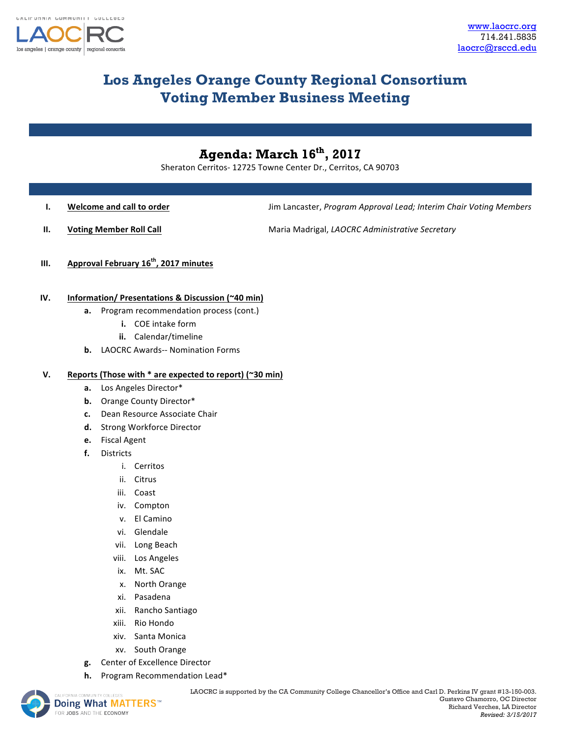www.laocrc.org
714.241.5835
laocrc@rsccd.edu

# Los Angeles Orange County Regional Consortium
# Voting Member Business Meeting

## Agenda: March 16th, 2017

Sheraton Cerritos- 12725 Towne Center Dr., Cerritos, CA 90703

I. **Welcome and call to order** — Jim Lancaster, *Program Approval Lead; Interim Chair Voting Members*

II. **Voting Member Roll Call** — Maria Madrigal, *LAOCRC Administrative Secretary*

III. **Approval February 16th, 2017 minutes**

IV. **Information/ Presentations & Discussion (~40 min)**
   - **a.** Program recommendation process (cont.)
     - **i.** COE intake form
     - **ii.** Calendar/timeline
   - **b.** LAOCRC Awards-- Nomination Forms

V. **Reports (Those with * are expected to report) (~30 min)**
   - **a.** Los Angeles Director*
   - **b.** Orange County Director*
   - **c.** Dean Resource Associate Chair
   - **d.** Strong Workforce Director
   - **e.** Fiscal Agent
   - **f.** Districts
     - i. Cerritos
     - ii. Citrus
     - iii. Coast
     - iv. Compton
     - v. El Camino
     - vi. Glendale
     - vii. Long Beach
     - viii. Los Angeles
     - ix. Mt. SAC
     - x. North Orange
     - xi. Pasadena
     - xii. Rancho Santiago
     - xiii. Rio Hondo
     - xiv. Santa Monica
     - xv. South Orange
   - **g.** Center of Excellence Director
   - **h.** Program Recommendation Lead*

LAOCRC is supported by the CA Community College Chancellor's Office and Carl D. Perkins IV grant #13-150-003.
Gustavo Chamorro, OC Director
Richard Verches, LA Director
*Revised: 3/15/2017*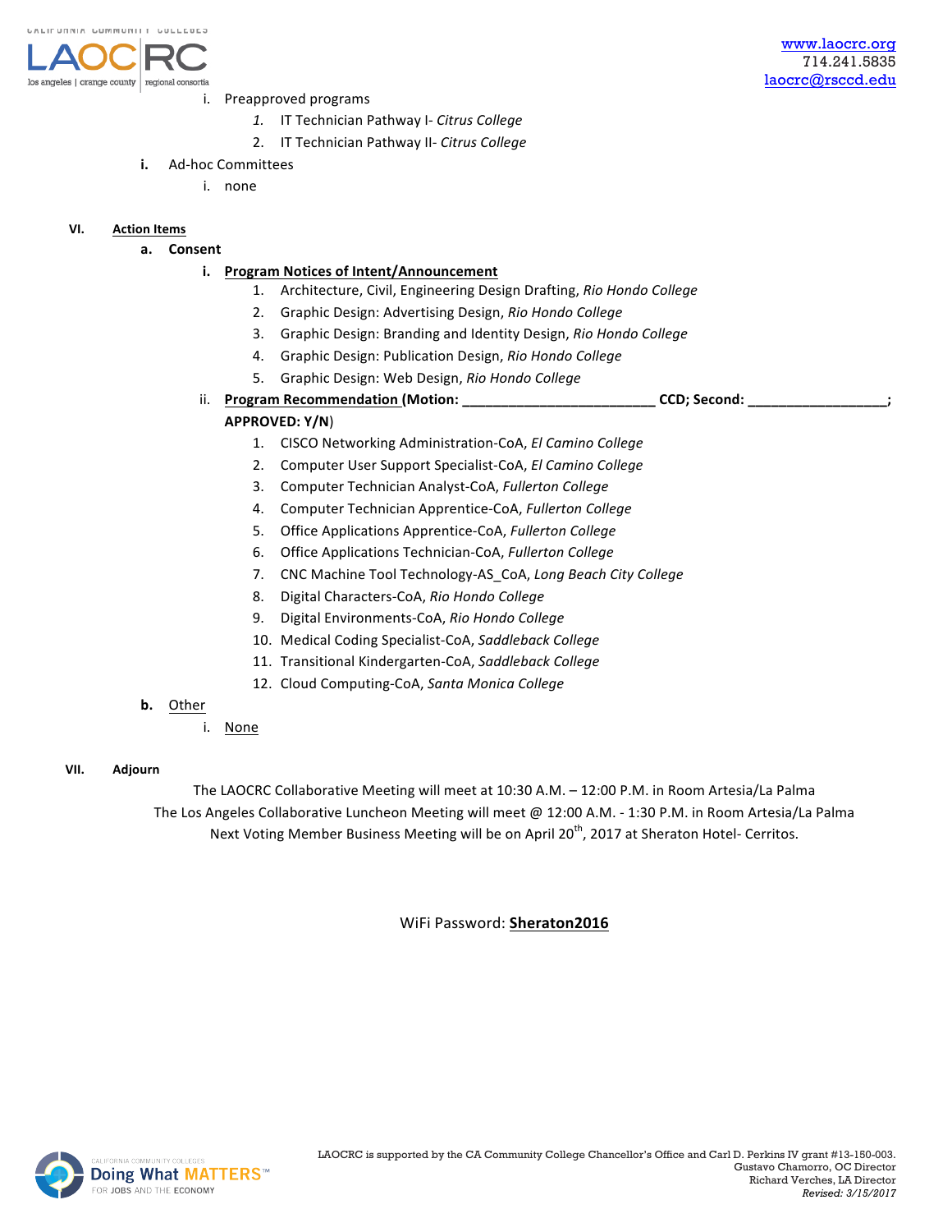i. Preapproved programs

1. IT Technician Pathway I- *Citrus College*
2. IT Technician Pathway II- *Citrus College*

**i.** Ad-hoc Committees

i. none

**VI. Action Items**

**a. Consent**

**i. Program Notices of Intent/Announcement**

1. Architecture, Civil, Engineering Design Drafting, *Rio Hondo College*
2. Graphic Design: Advertising Design, *Rio Hondo College*
3. Graphic Design: Branding and Identity Design, *Rio Hondo College*
4. Graphic Design: Publication Design, *Rio Hondo College*
5. Graphic Design: Web Design, *Rio Hondo College*

ii. **Program Recommendation (Motion: ________________________ CCD; Second: _________________; APPROVED: Y/N)**

1. CISCO Networking Administration-CoA, *El Camino College*
2. Computer User Support Specialist-CoA, *El Camino College*
3. Computer Technician Analyst-CoA, *Fullerton College*
4. Computer Technician Apprentice-CoA, *Fullerton College*
5. Office Applications Apprentice-CoA, *Fullerton College*
6. Office Applications Technician-CoA, *Fullerton College*
7. CNC Machine Tool Technology-AS_CoA, *Long Beach City College*
8. Digital Characters-CoA, *Rio Hondo College*
9. Digital Environments-CoA, *Rio Hondo College*
10. Medical Coding Specialist-CoA, *Saddleback College*
11. Transitional Kindergarten-CoA, *Saddleback College*
12. Cloud Computing-CoA, *Santa Monica College*

**b.** Other

i. None

**VII. Adjourn**

The LAOCRC Collaborative Meeting will meet at 10:30 A.M. – 12:00 P.M. in Room Artesia/La Palma
The Los Angeles Collaborative Luncheon Meeting will meet @ 12:00 A.M. - 1:30 P.M. in Room Artesia/La Palma
Next Voting Member Business Meeting will be on April 20th, 2017 at Sheraton Hotel- Cerritos.

WiFi Password: **Sheraton2016**

LAOCRC is supported by the CA Community College Chancellor's Office and Carl D. Perkins IV grant #13-150-003.
Gustavo Chamorro, OC Director
Richard Verches, LA Director
*Revised: 3/15/2017*